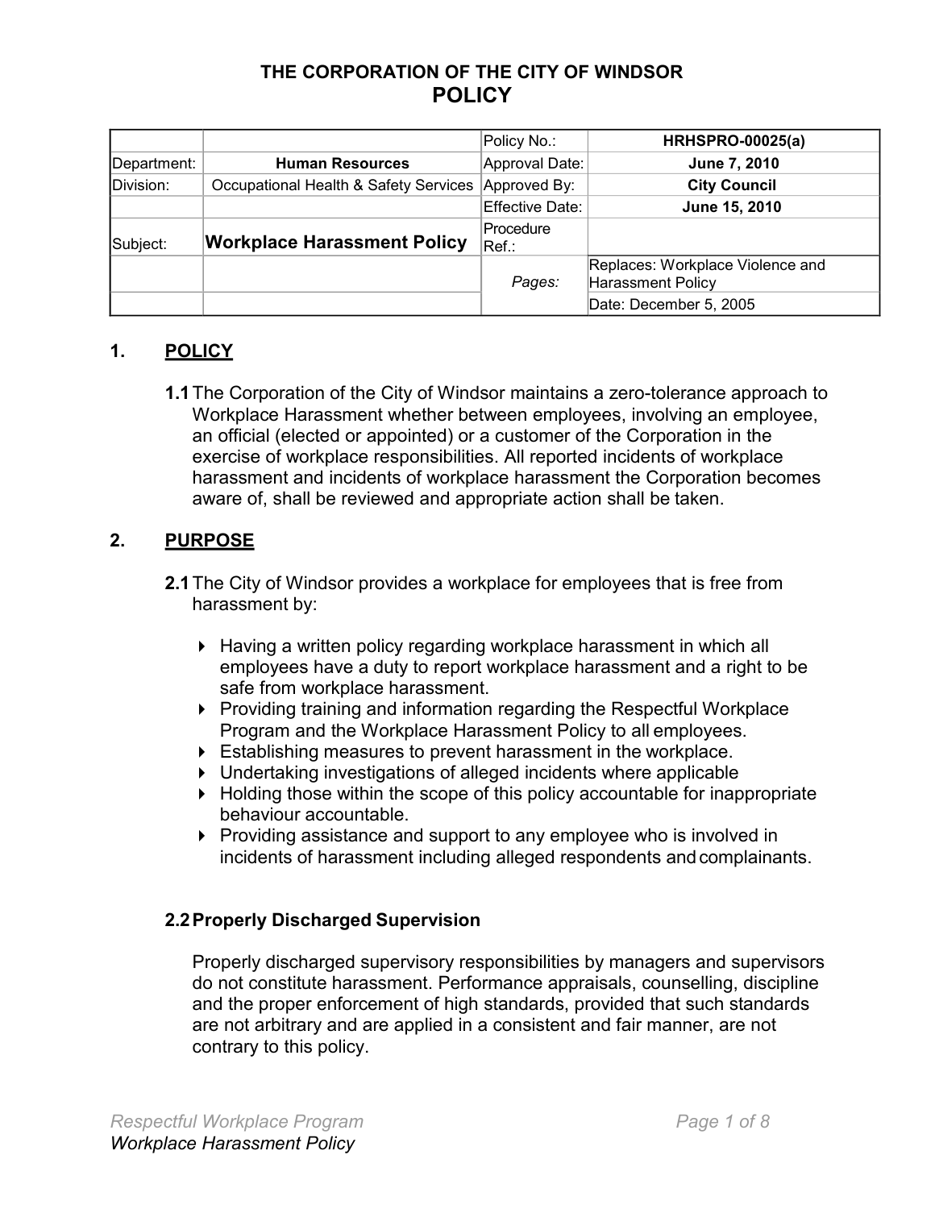# THE CORPORATION OF THE CITY OF WINDSOR
# POLICY

| | | | |
|---|---|---|---|
| | | Policy No.: | **HRHSPRO-00025(a)** |
| Department: | **Human Resources** | Approval Date: | **June 7, 2010** |
| Division: | Occupational Health & Safety Services | Approved By: | **City Council** |
| | | Effective Date: | **June 15, 2010** |
| Subject: | **Workplace Harassment Policy** | Procedure Ref.: | |
| | | *Pages:* | Replaces: Workplace Violence and Harassment Policy |
| | | | Date: December 5, 2005 |

## 1. POLICY

**1.1** The Corporation of the City of Windsor maintains a zero-tolerance approach to Workplace Harassment whether between employees, involving an employee, an official (elected or appointed) or a customer of the Corporation in the exercise of workplace responsibilities. All reported incidents of workplace harassment and incidents of workplace harassment the Corporation becomes aware of, shall be reviewed and appropriate action shall be taken.

## 2. PURPOSE

**2.1** The City of Windsor provides a workplace for employees that is free from harassment by:

- Having a written policy regarding workplace harassment in which all employees have a duty to report workplace harassment and a right to be safe from workplace harassment.
- Providing training and information regarding the Respectful Workplace Program and the Workplace Harassment Policy to all employees.
- Establishing measures to prevent harassment in the workplace.
- Undertaking investigations of alleged incidents where applicable
- Holding those within the scope of this policy accountable for inappropriate behaviour accountable.
- Providing assistance and support to any employee who is involved in incidents of harassment including alleged respondents and complainants.

### 2.2 Properly Discharged Supervision

Properly discharged supervisory responsibilities by managers and supervisors do not constitute harassment. Performance appraisals, counselling, discipline and the proper enforcement of high standards, provided that such standards are not arbitrary and are applied in a consistent and fair manner, are not contrary to this policy.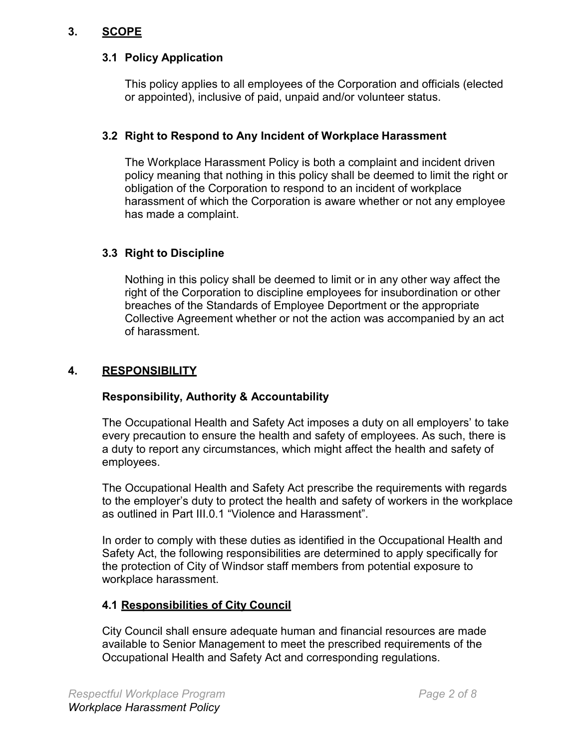## 3. SCOPE

### 3.1 Policy Application

This policy applies to all employees of the Corporation and officials (elected or appointed), inclusive of paid, unpaid and/or volunteer status.

### 3.2 Right to Respond to Any Incident of Workplace Harassment

The Workplace Harassment Policy is both a complaint and incident driven policy meaning that nothing in this policy shall be deemed to limit the right or obligation of the Corporation to respond to an incident of workplace harassment of which the Corporation is aware whether or not any employee has made a complaint.

### 3.3 Right to Discipline

Nothing in this policy shall be deemed to limit or in any other way affect the right of the Corporation to discipline employees for insubordination or other breaches of the Standards of Employee Deportment or the appropriate Collective Agreement whether or not the action was accompanied by an act of harassment.

## 4. RESPONSIBILITY

### Responsibility, Authority & Accountability

The Occupational Health and Safety Act imposes a duty on all employers' to take every precaution to ensure the health and safety of employees. As such, there is a duty to report any circumstances, which might affect the health and safety of employees.

The Occupational Health and Safety Act prescribe the requirements with regards to the employer's duty to protect the health and safety of workers in the workplace as outlined in Part III.0.1 "Violence and Harassment".

In order to comply with these duties as identified in the Occupational Health and Safety Act, the following responsibilities are determined to apply specifically for the protection of City of Windsor staff members from potential exposure to workplace harassment.

### 4.1 Responsibilities of City Council

City Council shall ensure adequate human and financial resources are made available to Senior Management to meet the prescribed requirements of the Occupational Health and Safety Act and corresponding regulations.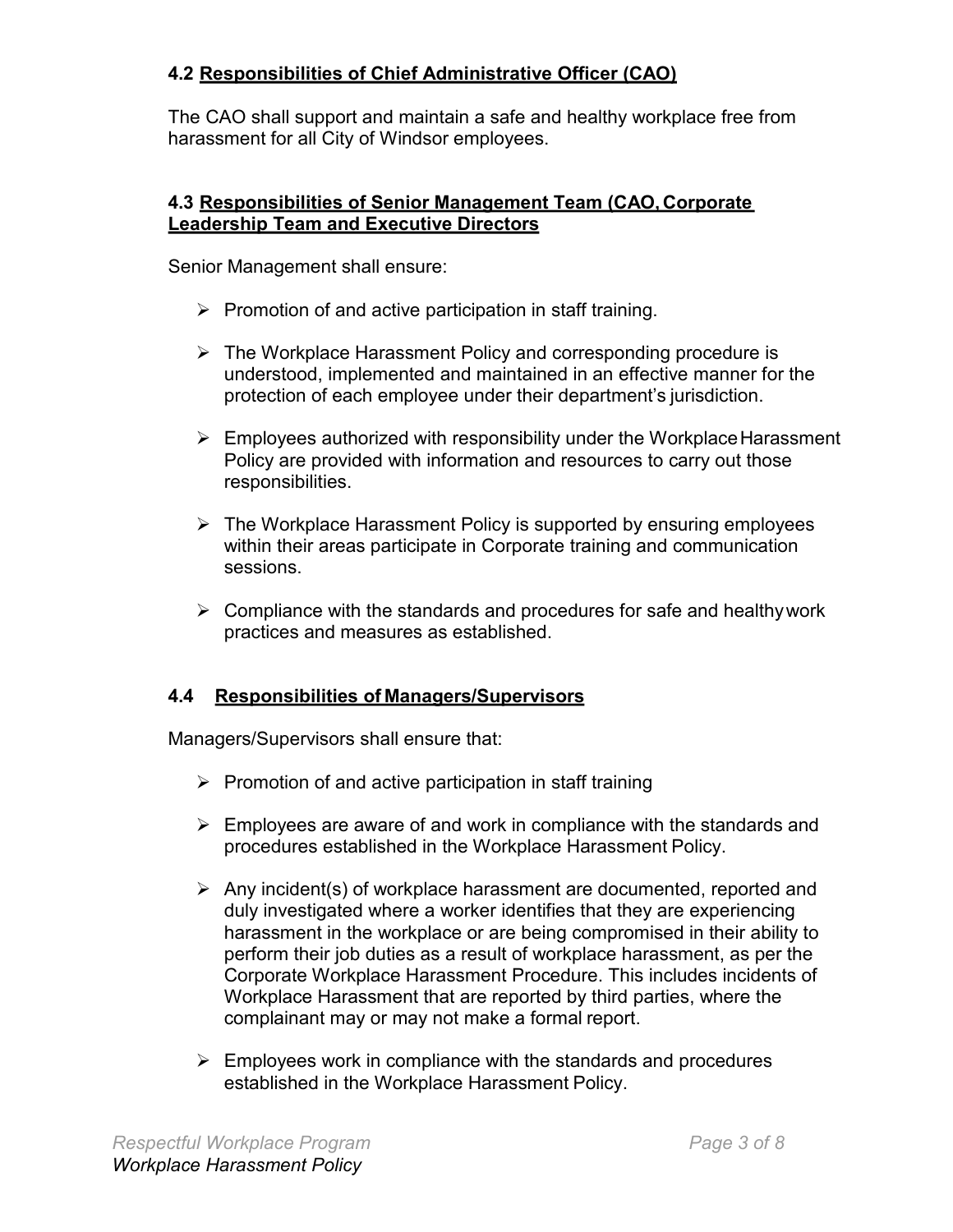### 4.2 Responsibilities of Chief Administrative Officer (CAO)

The CAO shall support and maintain a safe and healthy workplace free from harassment for all City of Windsor employees.

### 4.3 Responsibilities of Senior Management Team (CAO, Corporate Leadership Team and Executive Directors

Senior Management shall ensure:

- Promotion of and active participation in staff training.
- The Workplace Harassment Policy and corresponding procedure is understood, implemented and maintained in an effective manner for the protection of each employee under their department's jurisdiction.
- Employees authorized with responsibility under the Workplace Harassment Policy are provided with information and resources to carry out those responsibilities.
- The Workplace Harassment Policy is supported by ensuring employees within their areas participate in Corporate training and communication sessions.
- Compliance with the standards and procedures for safe and healthy work practices and measures as established.

### 4.4 Responsibilities of Managers/Supervisors

Managers/Supervisors shall ensure that:

- Promotion of and active participation in staff training
- Employees are aware of and work in compliance with the standards and procedures established in the Workplace Harassment Policy.
- Any incident(s) of workplace harassment are documented, reported and duly investigated where a worker identifies that they are experiencing harassment in the workplace or are being compromised in their ability to perform their job duties as a result of workplace harassment, as per the Corporate Workplace Harassment Procedure. This includes incidents of Workplace Harassment that are reported by third parties, where the complainant may or may not make a formal report.
- Employees work in compliance with the standards and procedures established in the Workplace Harassment Policy.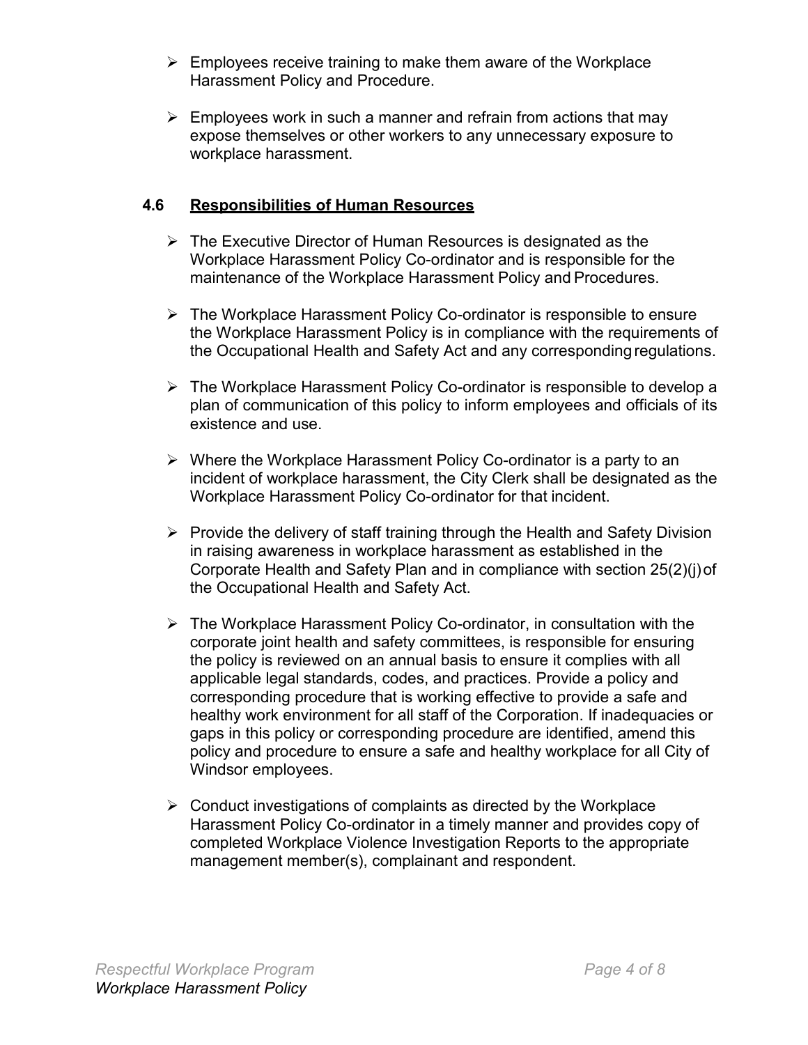- Employees receive training to make them aware of the Workplace Harassment Policy and Procedure.
- Employees work in such a manner and refrain from actions that may expose themselves or other workers to any unnecessary exposure to workplace harassment.

### 4.6 <u>Responsibilities of Human Resources</u>

- The Executive Director of Human Resources is designated as the Workplace Harassment Policy Co-ordinator and is responsible for the maintenance of the Workplace Harassment Policy and Procedures.
- The Workplace Harassment Policy Co-ordinator is responsible to ensure the Workplace Harassment Policy is in compliance with the requirements of the Occupational Health and Safety Act and any corresponding regulations.
- The Workplace Harassment Policy Co-ordinator is responsible to develop a plan of communication of this policy to inform employees and officials of its existence and use.
- Where the Workplace Harassment Policy Co-ordinator is a party to an incident of workplace harassment, the City Clerk shall be designated as the Workplace Harassment Policy Co-ordinator for that incident.
- Provide the delivery of staff training through the Health and Safety Division in raising awareness in workplace harassment as established in the Corporate Health and Safety Plan and in compliance with section 25(2)(j) of the Occupational Health and Safety Act.
- The Workplace Harassment Policy Co-ordinator, in consultation with the corporate joint health and safety committees, is responsible for ensuring the policy is reviewed on an annual basis to ensure it complies with all applicable legal standards, codes, and practices. Provide a policy and corresponding procedure that is working effective to provide a safe and healthy work environment for all staff of the Corporation. If inadequacies or gaps in this policy or corresponding procedure are identified, amend this policy and procedure to ensure a safe and healthy workplace for all City of Windsor employees.
- Conduct investigations of complaints as directed by the Workplace Harassment Policy Co-ordinator in a timely manner and provides copy of completed Workplace Violence Investigation Reports to the appropriate management member(s), complainant and respondent.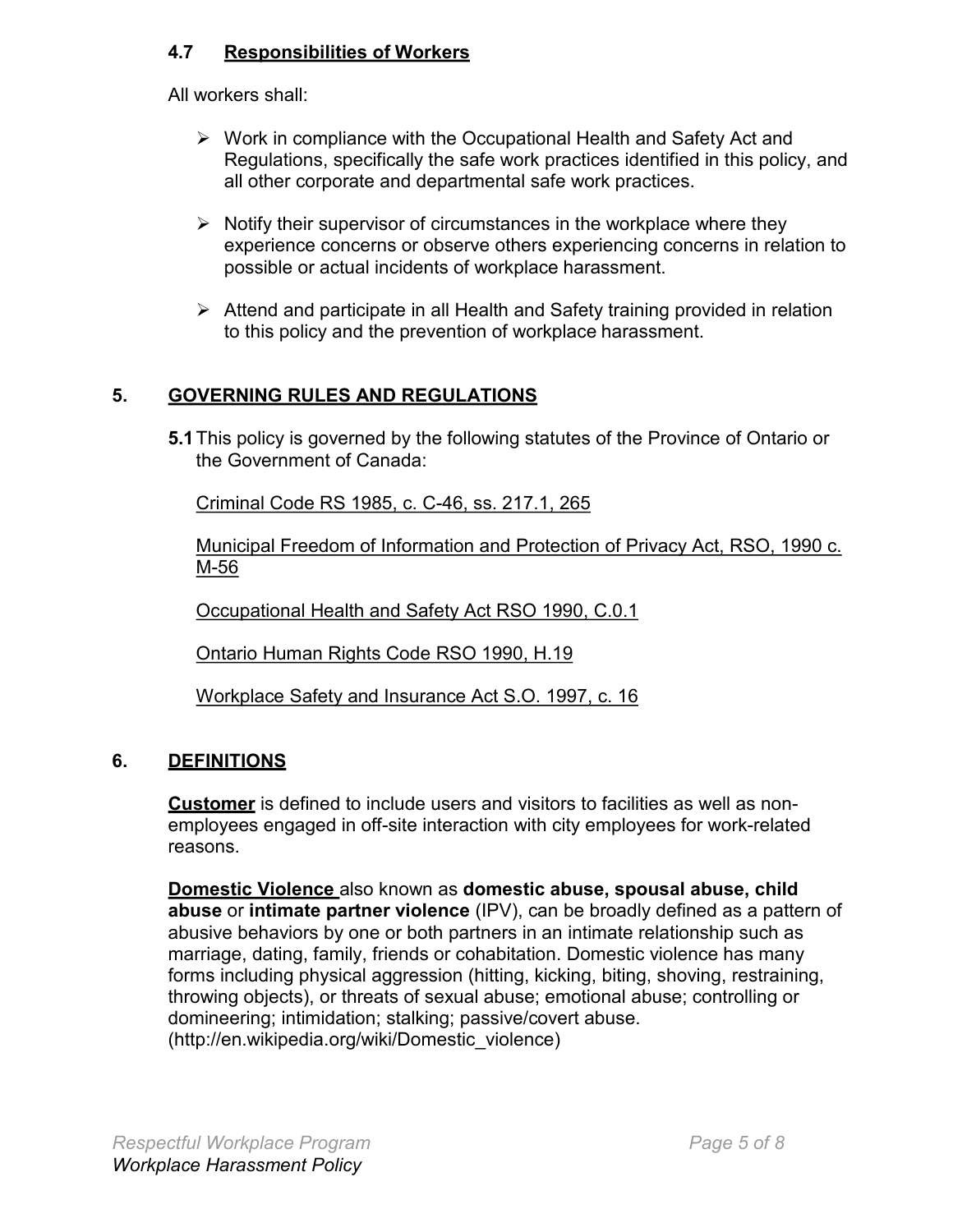### 4.7 Responsibilities of Workers

All workers shall:

- Work in compliance with the Occupational Health and Safety Act and Regulations, specifically the safe work practices identified in this policy, and all other corporate and departmental safe work practices.
- Notify their supervisor of circumstances in the workplace where they experience concerns or observe others experiencing concerns in relation to possible or actual incidents of workplace harassment.
- Attend and participate in all Health and Safety training provided in relation to this policy and the prevention of workplace harassment.

## 5. GOVERNING RULES AND REGULATIONS

**5.1** This policy is governed by the following statutes of the Province of Ontario or the Government of Canada:

Criminal Code RS 1985, c. C-46, ss. 217.1, 265

Municipal Freedom of Information and Protection of Privacy Act, RSO, 1990 c. M-56

Occupational Health and Safety Act RSO 1990, C.0.1

Ontario Human Rights Code RSO 1990, H.19

Workplace Safety and Insurance Act S.O. 1997, c. 16

## 6. DEFINITIONS

**Customer** is defined to include users and visitors to facilities as well as non-employees engaged in off-site interaction with city employees for work-related reasons.

**Domestic Violence** also known as **domestic abuse, spousal abuse, child abuse** or **intimate partner violence** (IPV), can be broadly defined as a pattern of abusive behaviors by one or both partners in an intimate relationship such as marriage, dating, family, friends or cohabitation. Domestic violence has many forms including physical aggression (hitting, kicking, biting, shoving, restraining, throwing objects), or threats of sexual abuse; emotional abuse; controlling or domineering; intimidation; stalking; passive/covert abuse. (http://en.wikipedia.org/wiki/Domestic_violence)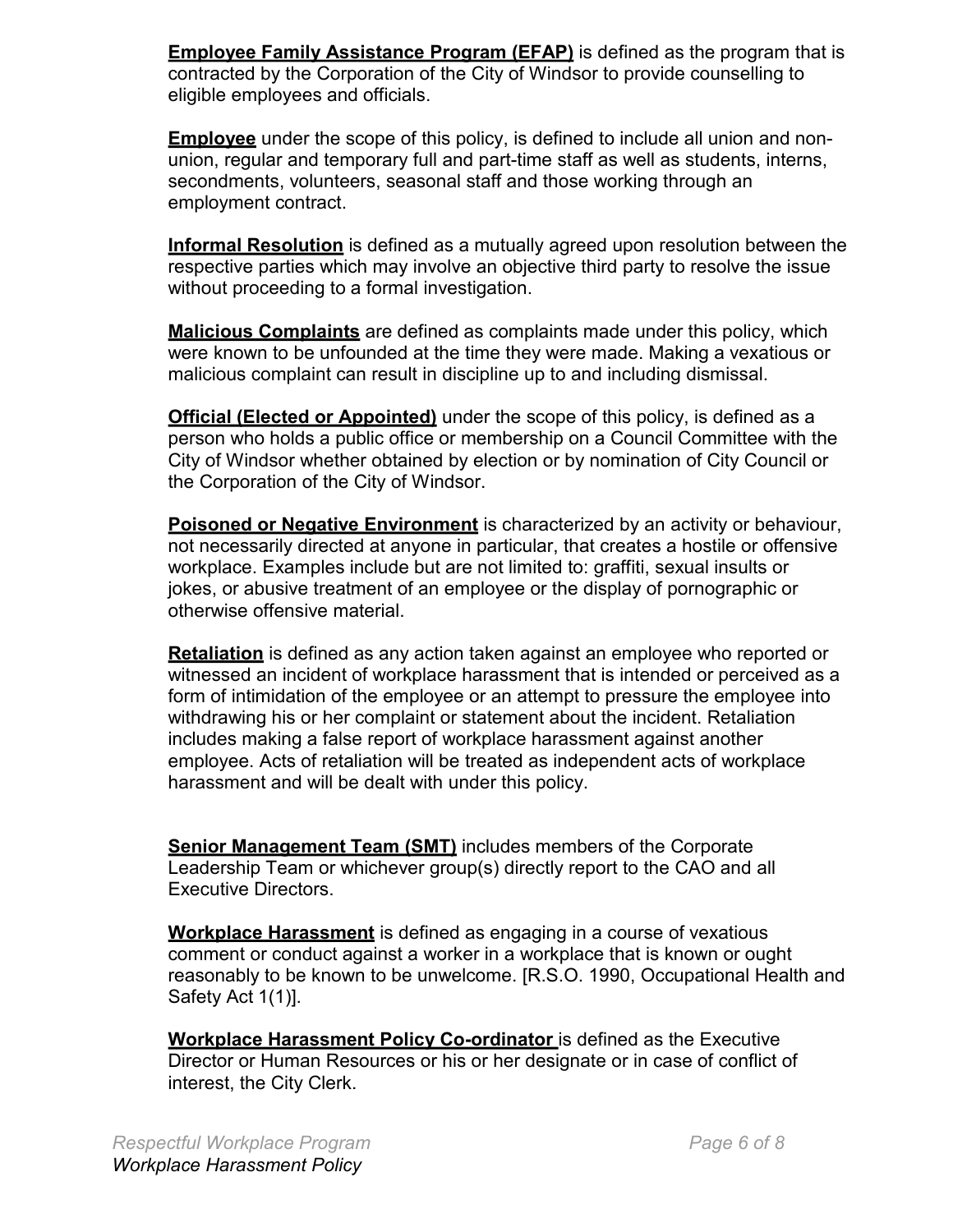**Employee Family Assistance Program (EFAP)** is defined as the program that is contracted by the Corporation of the City of Windsor to provide counselling to eligible employees and officials.

**Employee** under the scope of this policy, is defined to include all union and non-union, regular and temporary full and part-time staff as well as students, interns, secondments, volunteers, seasonal staff and those working through an employment contract.

**Informal Resolution** is defined as a mutually agreed upon resolution between the respective parties which may involve an objective third party to resolve the issue without proceeding to a formal investigation.

**Malicious Complaints** are defined as complaints made under this policy, which were known to be unfounded at the time they were made. Making a vexatious or malicious complaint can result in discipline up to and including dismissal.

**Official (Elected or Appointed)** under the scope of this policy, is defined as a person who holds a public office or membership on a Council Committee with the City of Windsor whether obtained by election or by nomination of City Council or the Corporation of the City of Windsor.

**Poisoned or Negative Environment** is characterized by an activity or behaviour, not necessarily directed at anyone in particular, that creates a hostile or offensive workplace. Examples include but are not limited to: graffiti, sexual insults or jokes, or abusive treatment of an employee or the display of pornographic or otherwise offensive material.

**Retaliation** is defined as any action taken against an employee who reported or witnessed an incident of workplace harassment that is intended or perceived as a form of intimidation of the employee or an attempt to pressure the employee into withdrawing his or her complaint or statement about the incident. Retaliation includes making a false report of workplace harassment against another employee. Acts of retaliation will be treated as independent acts of workplace harassment and will be dealt with under this policy.

**Senior Management Team (SMT)** includes members of the Corporate Leadership Team or whichever group(s) directly report to the CAO and all Executive Directors.

**Workplace Harassment** is defined as engaging in a course of vexatious comment or conduct against a worker in a workplace that is known or ought reasonably to be known to be unwelcome. [R.S.O. 1990, Occupational Health and Safety Act 1(1)].

**Workplace Harassment Policy Co-ordinator** is defined as the Executive Director or Human Resources or his or her designate or in case of conflict of interest, the City Clerk.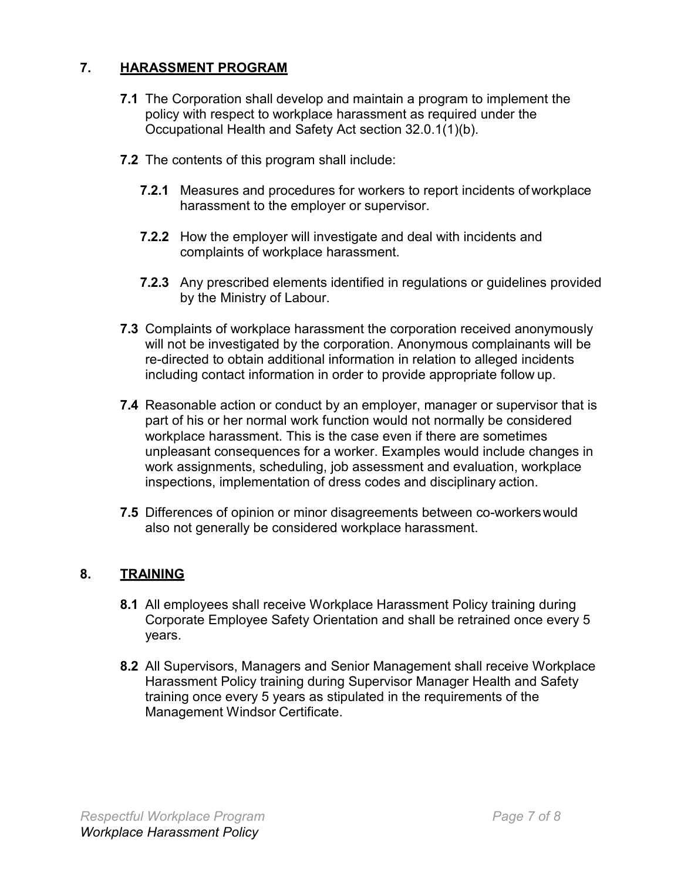## 7. HARASSMENT PROGRAM

**7.1** The Corporation shall develop and maintain a program to implement the policy with respect to workplace harassment as required under the Occupational Health and Safety Act section 32.0.1(1)(b).

**7.2** The contents of this program shall include:

**7.2.1** Measures and procedures for workers to report incidents of workplace harassment to the employer or supervisor.

**7.2.2** How the employer will investigate and deal with incidents and complaints of workplace harassment.

**7.2.3** Any prescribed elements identified in regulations or guidelines provided by the Ministry of Labour.

**7.3** Complaints of workplace harassment the corporation received anonymously will not be investigated by the corporation. Anonymous complainants will be re-directed to obtain additional information in relation to alleged incidents including contact information in order to provide appropriate follow up.

**7.4** Reasonable action or conduct by an employer, manager or supervisor that is part of his or her normal work function would not normally be considered workplace harassment. This is the case even if there are sometimes unpleasant consequences for a worker. Examples would include changes in work assignments, scheduling, job assessment and evaluation, workplace inspections, implementation of dress codes and disciplinary action.

**7.5** Differences of opinion or minor disagreements between co-workers would also not generally be considered workplace harassment.

## 8. TRAINING

**8.1** All employees shall receive Workplace Harassment Policy training during Corporate Employee Safety Orientation and shall be retrained once every 5 years.

**8.2** All Supervisors, Managers and Senior Management shall receive Workplace Harassment Policy training during Supervisor Manager Health and Safety training once every 5 years as stipulated in the requirements of the Management Windsor Certificate.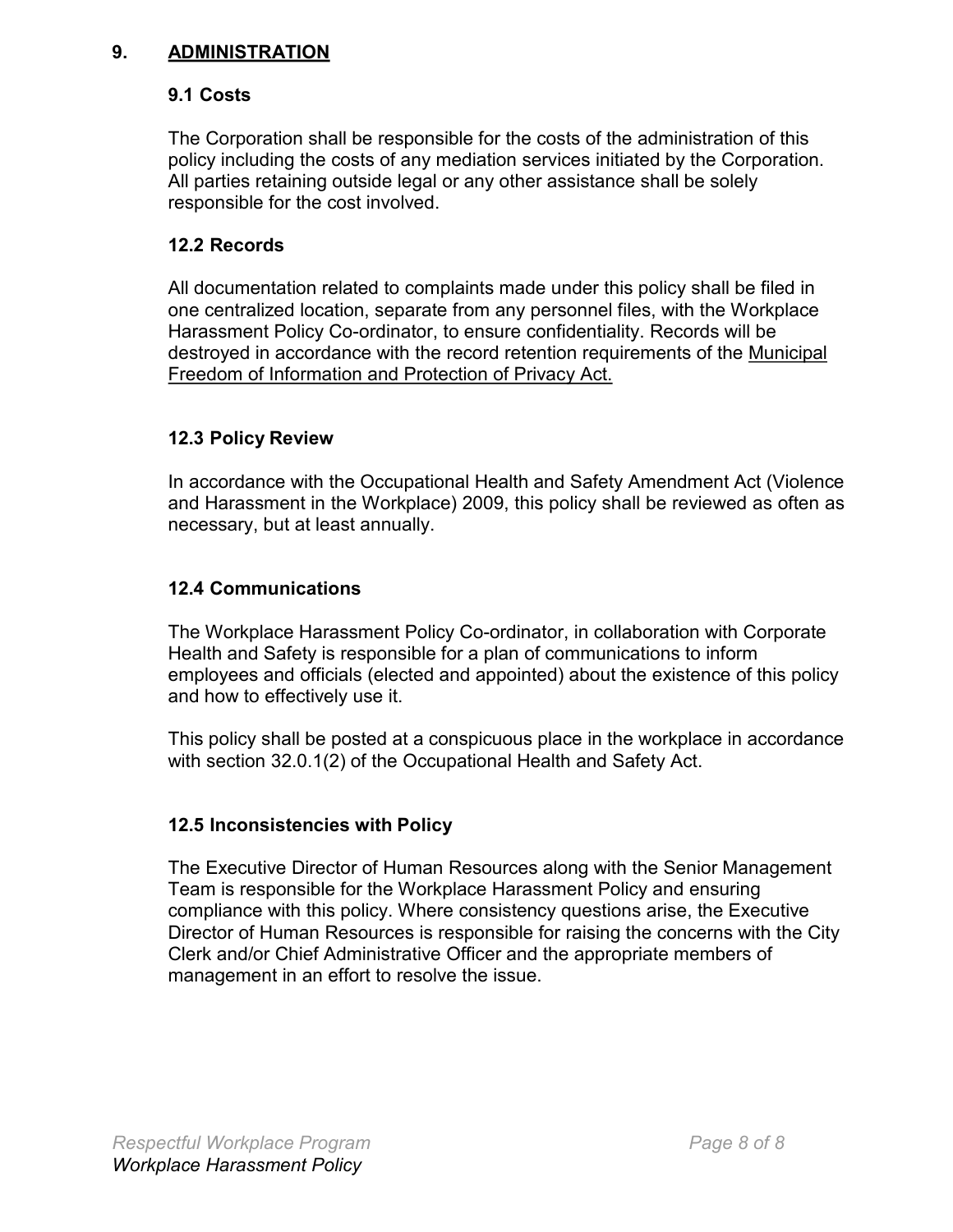## 9. ADMINISTRATION

### 9.1 Costs

The Corporation shall be responsible for the costs of the administration of this policy including the costs of any mediation services initiated by the Corporation. All parties retaining outside legal or any other assistance shall be solely responsible for the cost involved.

### 12.2 Records

All documentation related to complaints made under this policy shall be filed in one centralized location, separate from any personnel files, with the Workplace Harassment Policy Co-ordinator, to ensure confidentiality. Records will be destroyed in accordance with the record retention requirements of the Municipal Freedom of Information and Protection of Privacy Act.

### 12.3 Policy Review

In accordance with the Occupational Health and Safety Amendment Act (Violence and Harassment in the Workplace) 2009, this policy shall be reviewed as often as necessary, but at least annually.

### 12.4 Communications

The Workplace Harassment Policy Co-ordinator, in collaboration with Corporate Health and Safety is responsible for a plan of communications to inform employees and officials (elected and appointed) about the existence of this policy and how to effectively use it.

This policy shall be posted at a conspicuous place in the workplace in accordance with section 32.0.1(2) of the Occupational Health and Safety Act.

### 12.5 Inconsistencies with Policy

The Executive Director of Human Resources along with the Senior Management Team is responsible for the Workplace Harassment Policy and ensuring compliance with this policy. Where consistency questions arise, the Executive Director of Human Resources is responsible for raising the concerns with the City Clerk and/or Chief Administrative Officer and the appropriate members of management in an effort to resolve the issue.